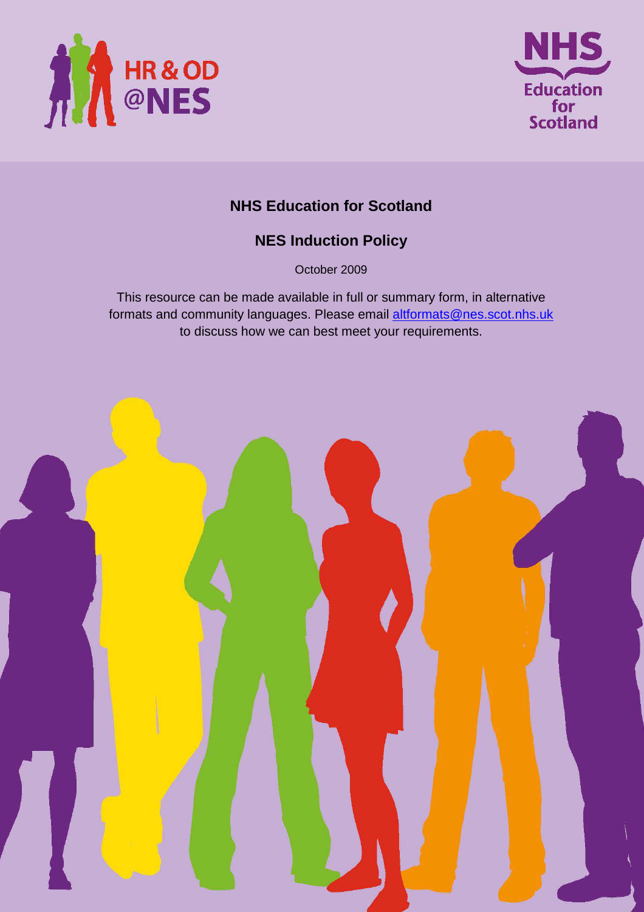HR & OD @NES

NHS Education for Scotland

# NHS Education for Scotland

## NES Induction Policy

October 2009

This resource can be made available in full or summary form, in alternative formats and community languages. Please email altformats@nes.scot.nhs.uk to discuss how we can best meet your requirements.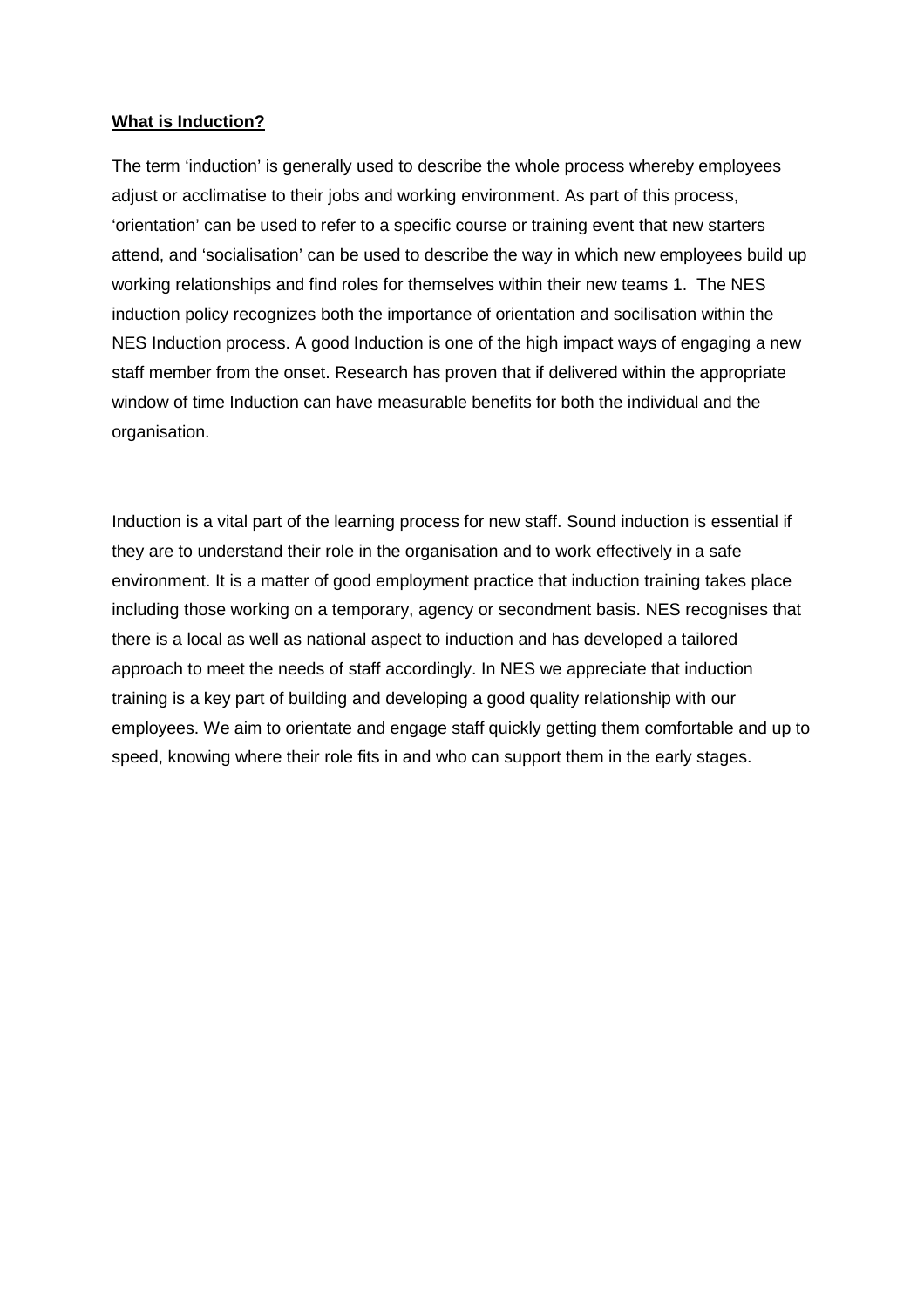**What is Induction?**

The term 'induction' is generally used to describe the whole process whereby employees adjust or acclimatise to their jobs and working environment. As part of this process, 'orientation' can be used to refer to a specific course or training event that new starters attend, and 'socialisation' can be used to describe the way in which new employees build up working relationships and find roles for themselves within their new teams 1. The NES induction policy recognizes both the importance of orientation and socilisation within the NES Induction process. A good Induction is one of the high impact ways of engaging a new staff member from the onset. Research has proven that if delivered within the appropriate window of time Induction can have measurable benefits for both the individual and the organisation.

Induction is a vital part of the learning process for new staff. Sound induction is essential if they are to understand their role in the organisation and to work effectively in a safe environment. It is a matter of good employment practice that induction training takes place including those working on a temporary, agency or secondment basis. NES recognises that there is a local as well as national aspect to induction and has developed a tailored approach to meet the needs of staff accordingly. In NES we appreciate that induction training is a key part of building and developing a good quality relationship with our employees. We aim to orientate and engage staff quickly getting them comfortable and up to speed, knowing where their role fits in and who can support them in the early stages.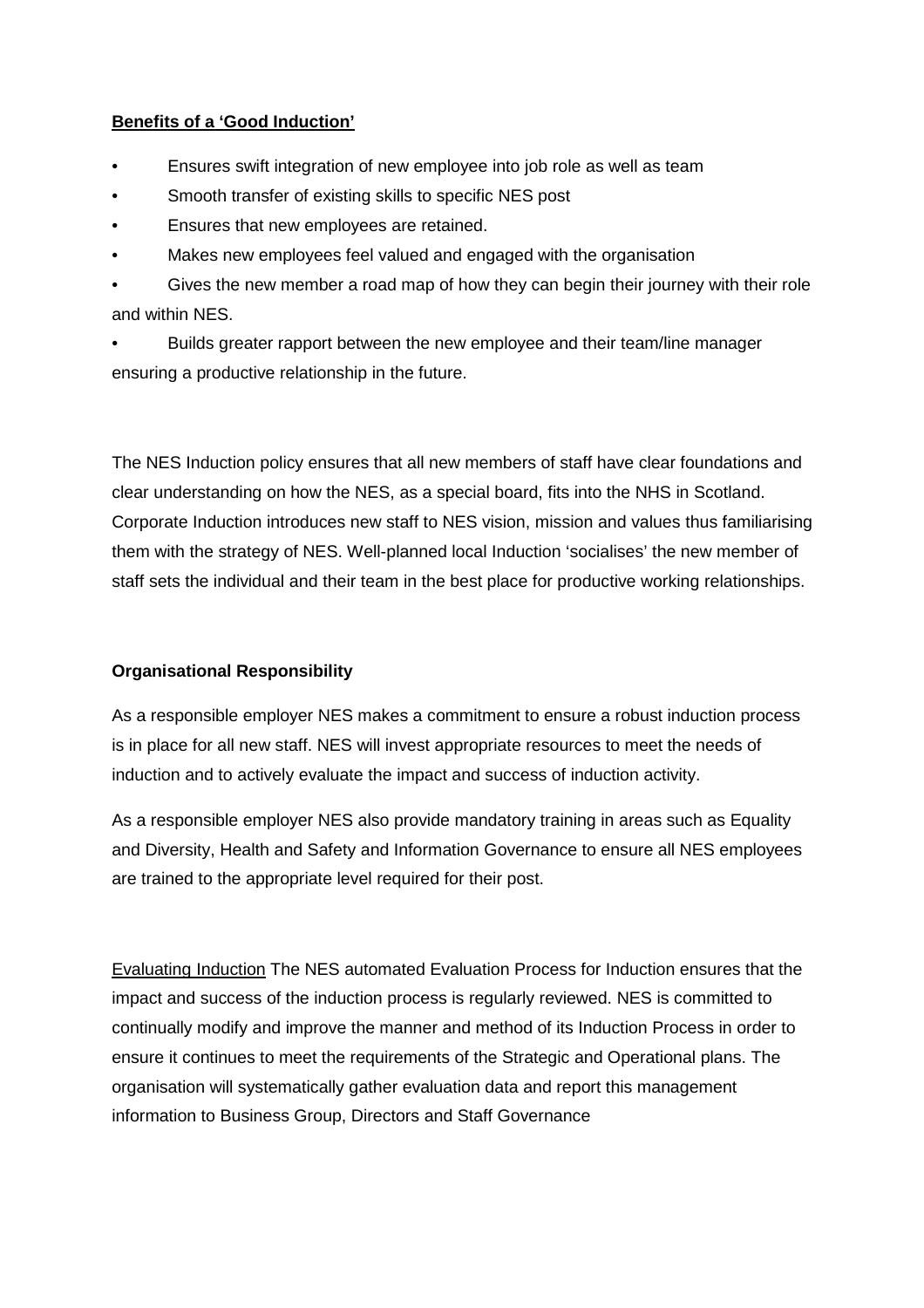**Benefits of a 'Good Induction'**

- Ensures swift integration of new employee into job role as well as team
- Smooth transfer of existing skills to specific NES post
- Ensures that new employees are retained.
- Makes new employees feel valued and engaged with the organisation
- Gives the new member a road map of how they can begin their journey with their role and within NES.
- Builds greater rapport between the new employee and their team/line manager ensuring a productive relationship in the future.

The NES Induction policy ensures that all new members of staff have clear foundations and clear understanding on how the NES, as a special board, fits into the NHS in Scotland. Corporate Induction introduces new staff to NES vision, mission and values thus familiarising them with the strategy of NES. Well-planned local Induction 'socialises' the new member of staff sets the individual and their team in the best place for productive working relationships.

**Organisational Responsibility**

As a responsible employer NES makes a commitment to ensure a robust induction process is in place for all new staff. NES will invest appropriate resources to meet the needs of induction and to actively evaluate the impact and success of induction activity.

As a responsible employer NES also provide mandatory training in areas such as Equality and Diversity, Health and Safety and Information Governance to ensure all NES employees are trained to the appropriate level required for their post.

Evaluating Induction The NES automated Evaluation Process for Induction ensures that the impact and success of the induction process is regularly reviewed. NES is committed to continually modify and improve the manner and method of its Induction Process in order to ensure it continues to meet the requirements of the Strategic and Operational plans. The organisation will systematically gather evaluation data and report this management information to Business Group, Directors and Staff Governance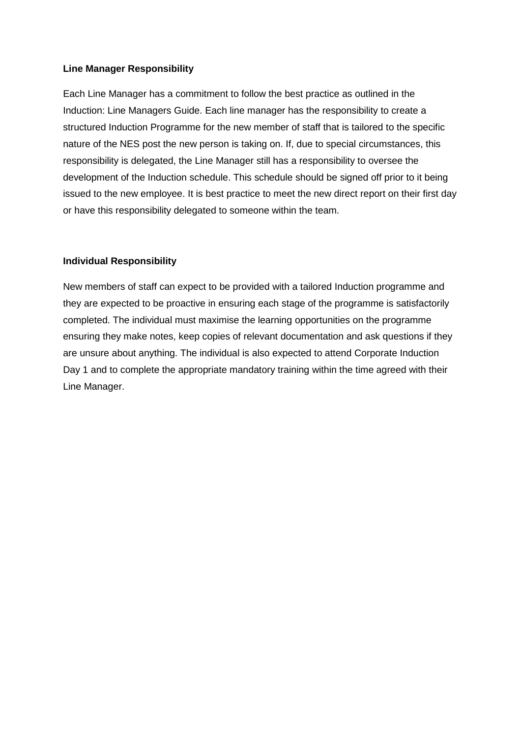**Line Manager Responsibility**

Each Line Manager has a commitment to follow the best practice as outlined in the Induction: Line Managers Guide. Each line manager has the responsibility to create a structured Induction Programme for the new member of staff that is tailored to the specific nature of the NES post the new person is taking on. If, due to special circumstances, this responsibility is delegated, the Line Manager still has a responsibility to oversee the development of the Induction schedule. This schedule should be signed off prior to it being issued to the new employee. It is best practice to meet the new direct report on their first day or have this responsibility delegated to someone within the team.

**Individual Responsibility**

New members of staff can expect to be provided with a tailored Induction programme and they are expected to be proactive in ensuring each stage of the programme is satisfactorily completed. The individual must maximise the learning opportunities on the programme ensuring they make notes, keep copies of relevant documentation and ask questions if they are unsure about anything. The individual is also expected to attend Corporate Induction Day 1 and to complete the appropriate mandatory training within the time agreed with their Line Manager.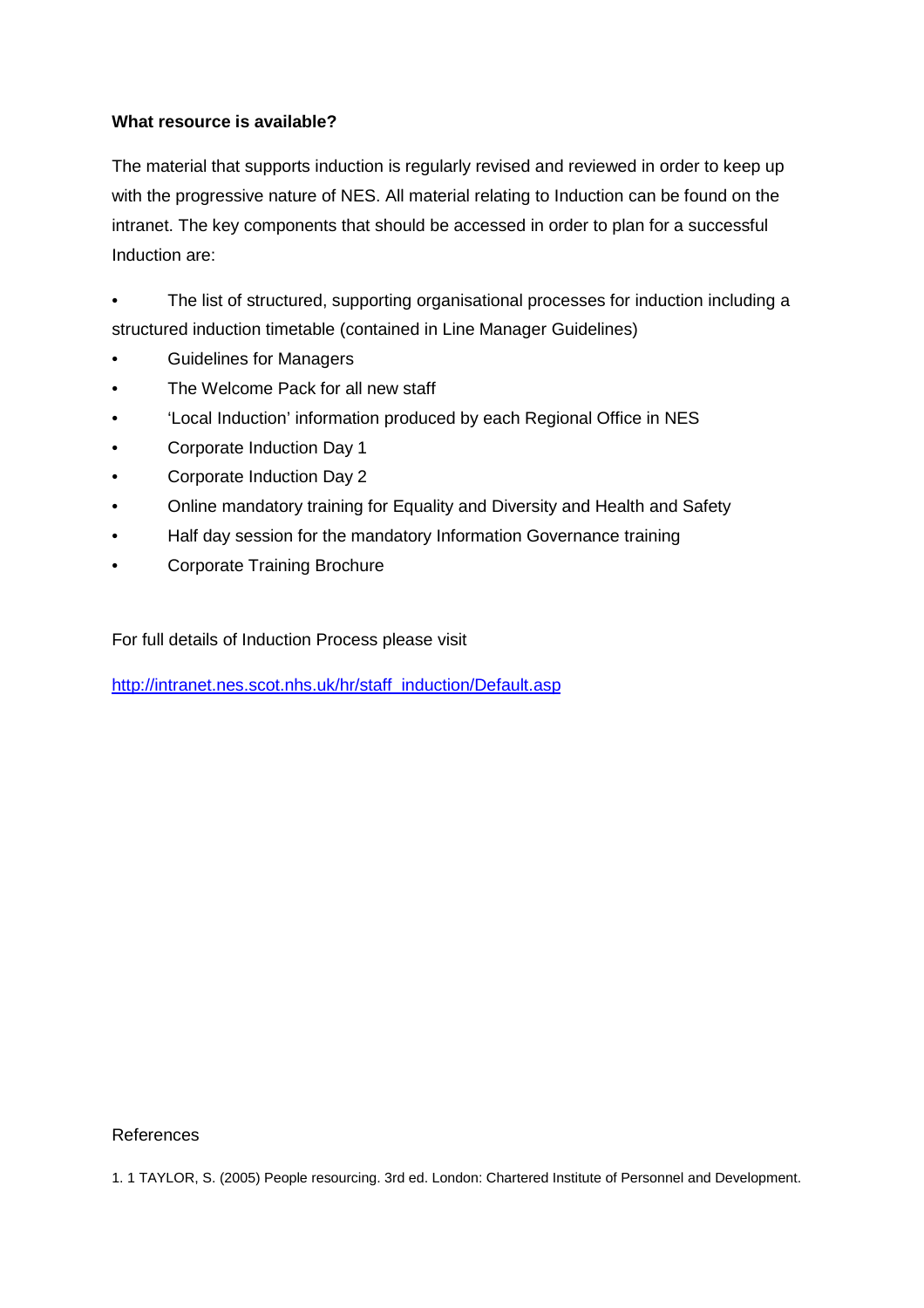**What resource is available?**

The material that supports induction is regularly revised and reviewed in order to keep up with the progressive nature of NES. All material relating to Induction can be found on the intranet. The key components that should be accessed in order to plan for a successful Induction are:

- The list of structured, supporting organisational processes for induction including a structured induction timetable (contained in Line Manager Guidelines)
- Guidelines for Managers
- The Welcome Pack for all new staff
- 'Local Induction' information produced by each Regional Office in NES
- Corporate Induction Day 1
- Corporate Induction Day 2
- Online mandatory training for Equality and Diversity and Health and Safety
- Half day session for the mandatory Information Governance training
- Corporate Training Brochure

For full details of Induction Process please visit

[http://intranet.nes.scot.nhs.uk/hr/staff_induction/Default.asp](http://intranet.nes.scot.nhs.uk/hr/staff_induction/Default.asp)

References

1. 1 TAYLOR, S. (2005) People resourcing. 3rd ed. London: Chartered Institute of Personnel and Development.